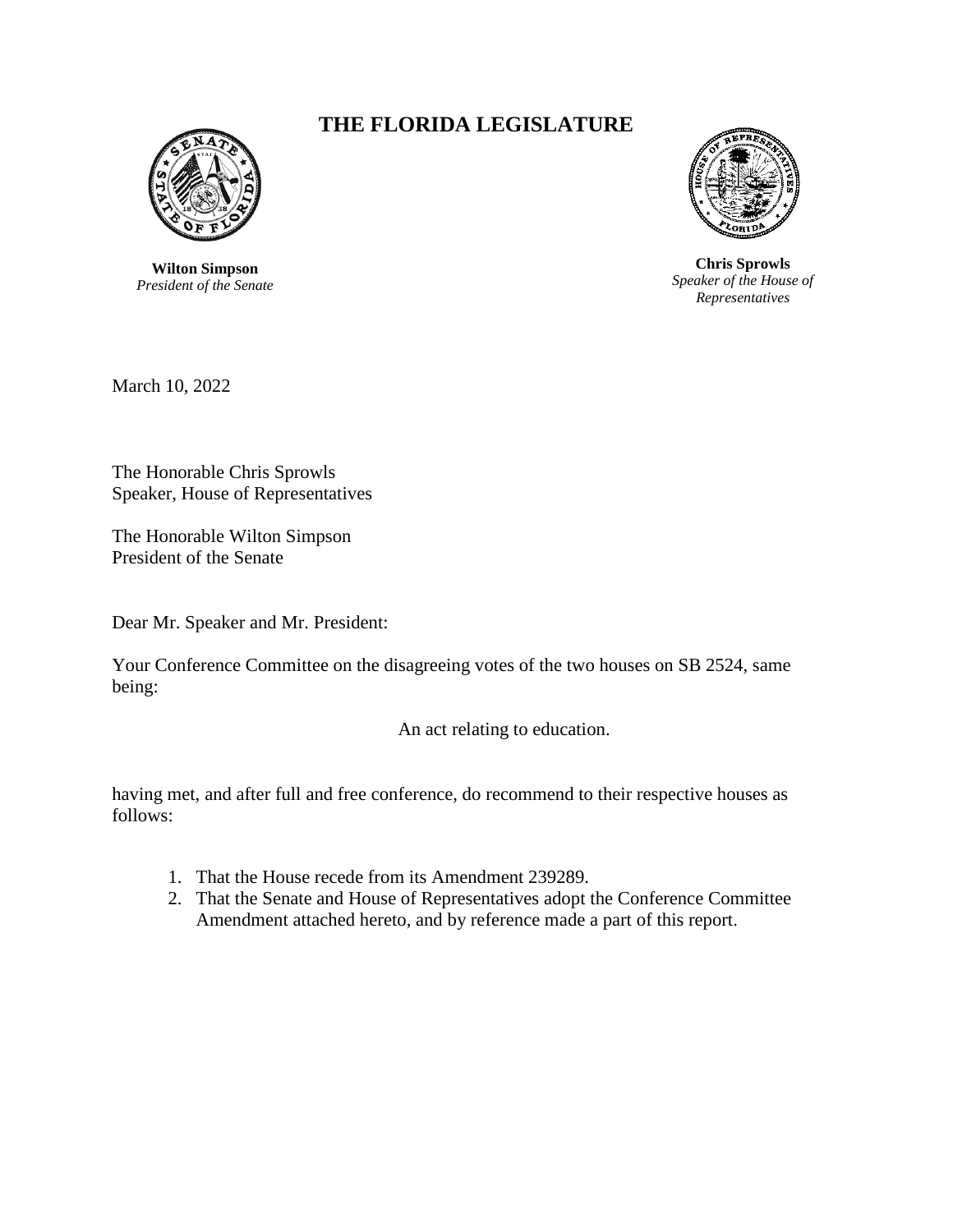# THE FLORIDA LEGISLATURE

**Wilton Simpson**
*President of the Senate*

**Chris Sprowls**
*Speaker of the House of Representatives*

March 10, 2022

The Honorable Chris Sprowls
Speaker, House of Representatives

The Honorable Wilton Simpson
President of the Senate

Dear Mr. Speaker and Mr. President:

Your Conference Committee on the disagreeing votes of the two houses on SB 2524, same being:

An act relating to education.

having met, and after full and free conference, do recommend to their respective houses as follows:

1. That the House recede from its Amendment 239289.
2. That the Senate and House of Representatives adopt the Conference Committee Amendment attached hereto, and by reference made a part of this report.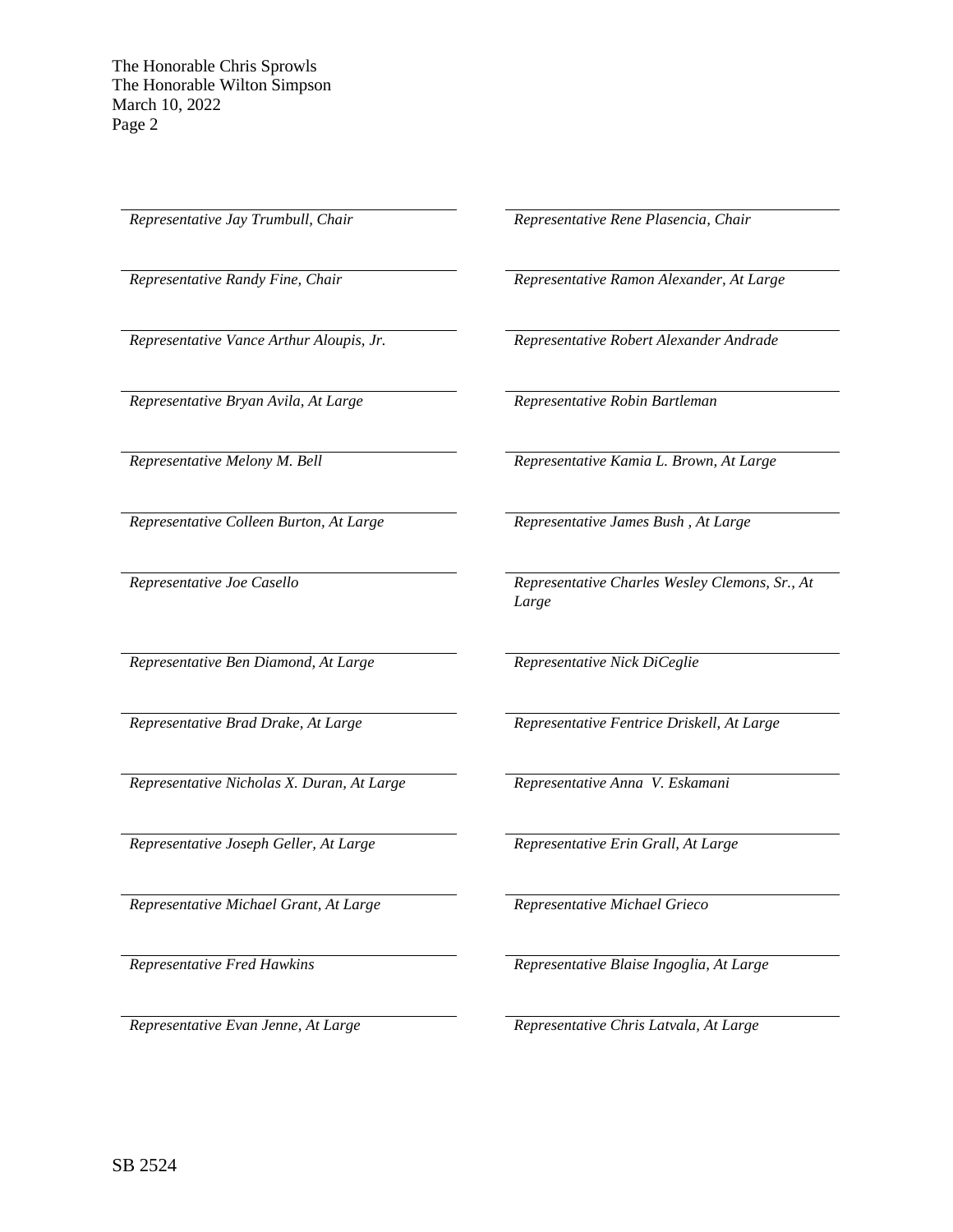The Honorable Chris Sprowls
The Honorable Wilton Simpson
March 10, 2022
Page 2

*Representative Jay Trumbull, Chair*

*Representative Rene Plasencia, Chair*

*Representative Randy Fine, Chair*

*Representative Ramon Alexander, At Large*

*Representative Vance Arthur Aloupis, Jr.*

*Representative Robert Alexander Andrade*

*Representative Bryan Avila, At Large*

*Representative Robin Bartleman*

*Representative Melony M. Bell*

*Representative Kamia L. Brown, At Large*

*Representative Colleen Burton, At Large*

*Representative James Bush , At Large*

*Representative Joe Casello*

*Representative Charles Wesley Clemons, Sr., At Large*

*Representative Ben Diamond, At Large*

*Representative Nick DiCeglie*

*Representative Brad Drake, At Large*

*Representative Fentrice Driskell, At Large*

*Representative Nicholas X. Duran, At Large*

*Representative Anna V. Eskamani*

*Representative Joseph Geller, At Large*

*Representative Erin Grall, At Large*

*Representative Michael Grant, At Large*

*Representative Michael Grieco*

*Representative Fred Hawkins*

*Representative Blaise Ingoglia, At Large*

*Representative Evan Jenne, At Large*

*Representative Chris Latvala, At Large*

SB 2524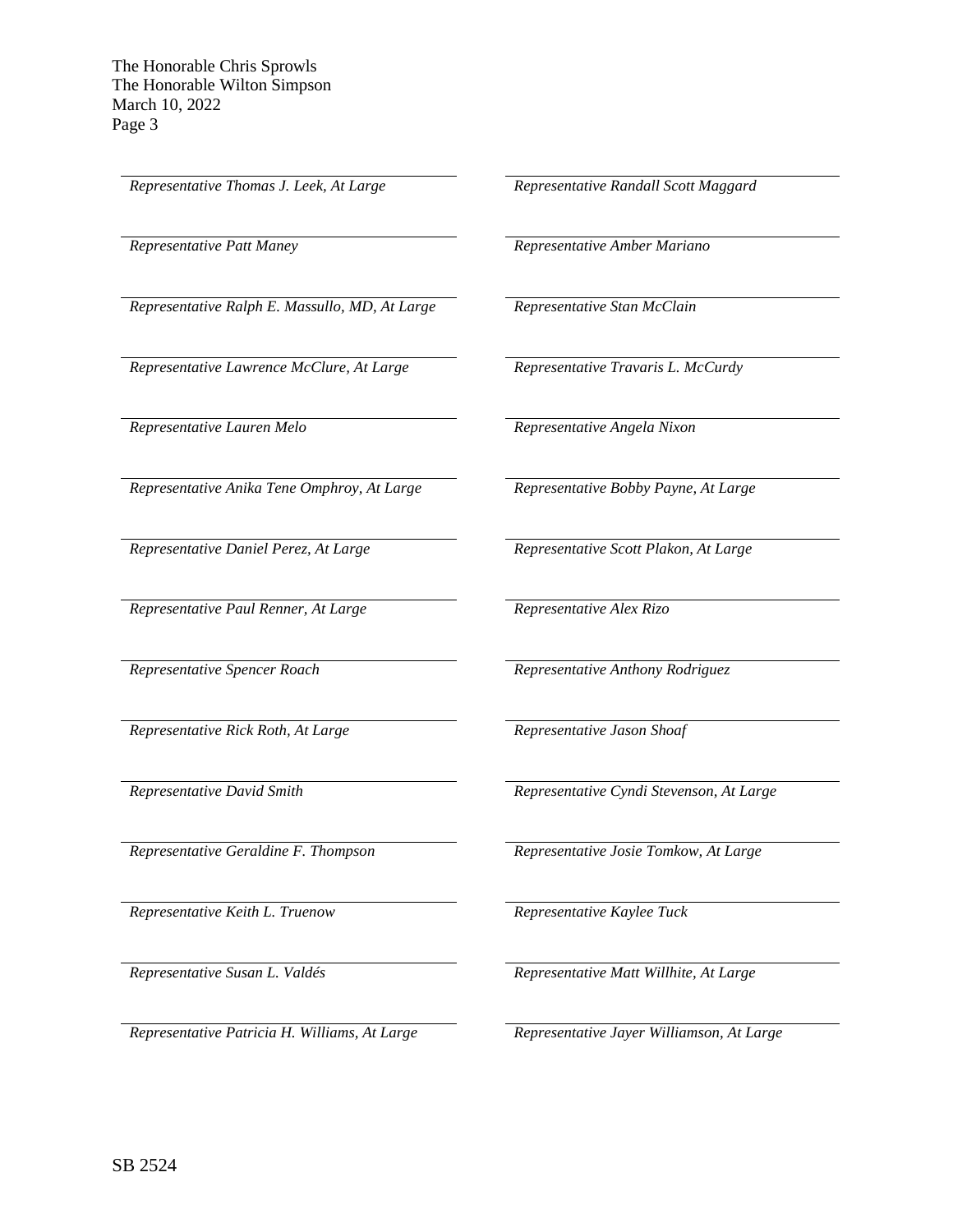*Representative Thomas J. Leek, At Large*

*Representative Randall Scott Maggard*

*Representative Patt Maney*

*Representative Amber Mariano*

*Representative Ralph E. Massullo, MD, At Large*

*Representative Stan McClain*

*Representative Lawrence McClure, At Large*

*Representative Travaris L. McCurdy*

*Representative Lauren Melo*

*Representative Angela Nixon*

*Representative Anika Tene Omphroy, At Large*

*Representative Bobby Payne, At Large*

*Representative Daniel Perez, At Large*

*Representative Scott Plakon, At Large*

*Representative Paul Renner, At Large*

*Representative Alex Rizo*

*Representative Spencer Roach*

*Representative Anthony Rodriguez*

*Representative Rick Roth, At Large*

*Representative Jason Shoaf*

*Representative David Smith*

*Representative Cyndi Stevenson, At Large*

*Representative Geraldine F. Thompson*

*Representative Josie Tomkow, At Large*

*Representative Keith L. Truenow*

*Representative Kaylee Tuck*

*Representative Susan L. Valdés*

*Representative Matt Willhite, At Large*

*Representative Patricia H. Williams, At Large*

*Representative Jayer Williamson, At Large*

SB 2524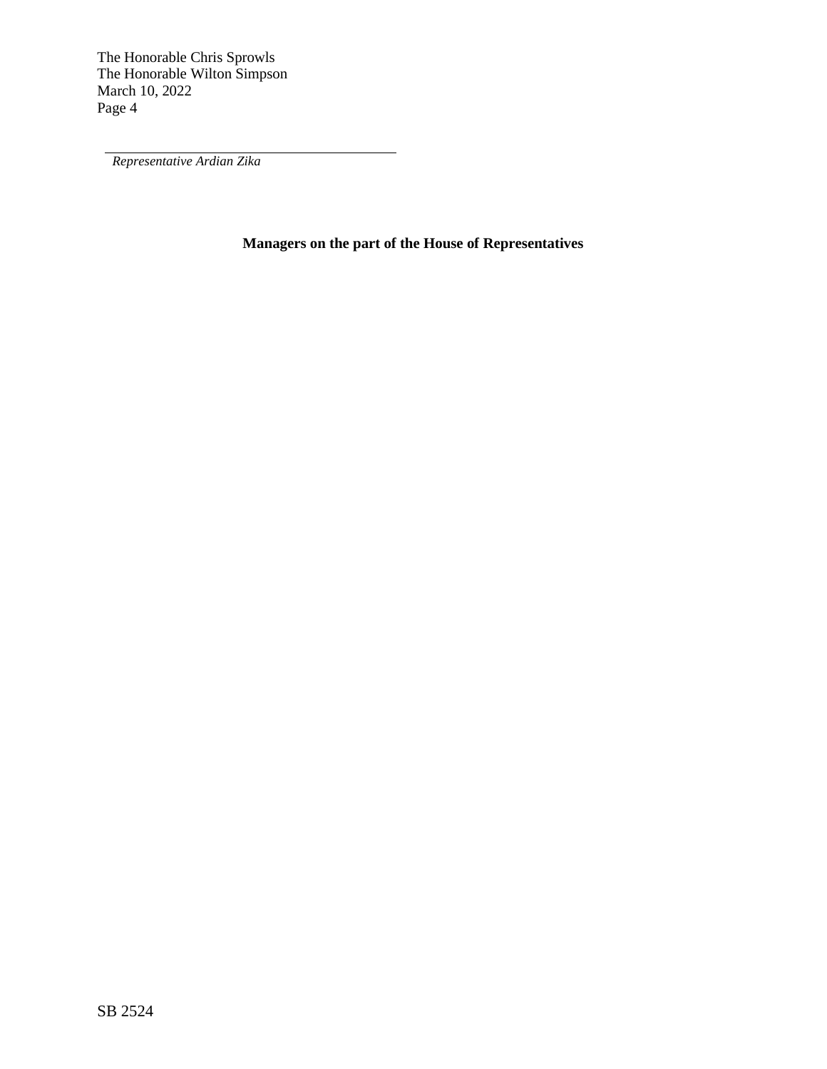______________________________________
*Representative Ardian Zika*

**Managers on the part of the House of Representatives**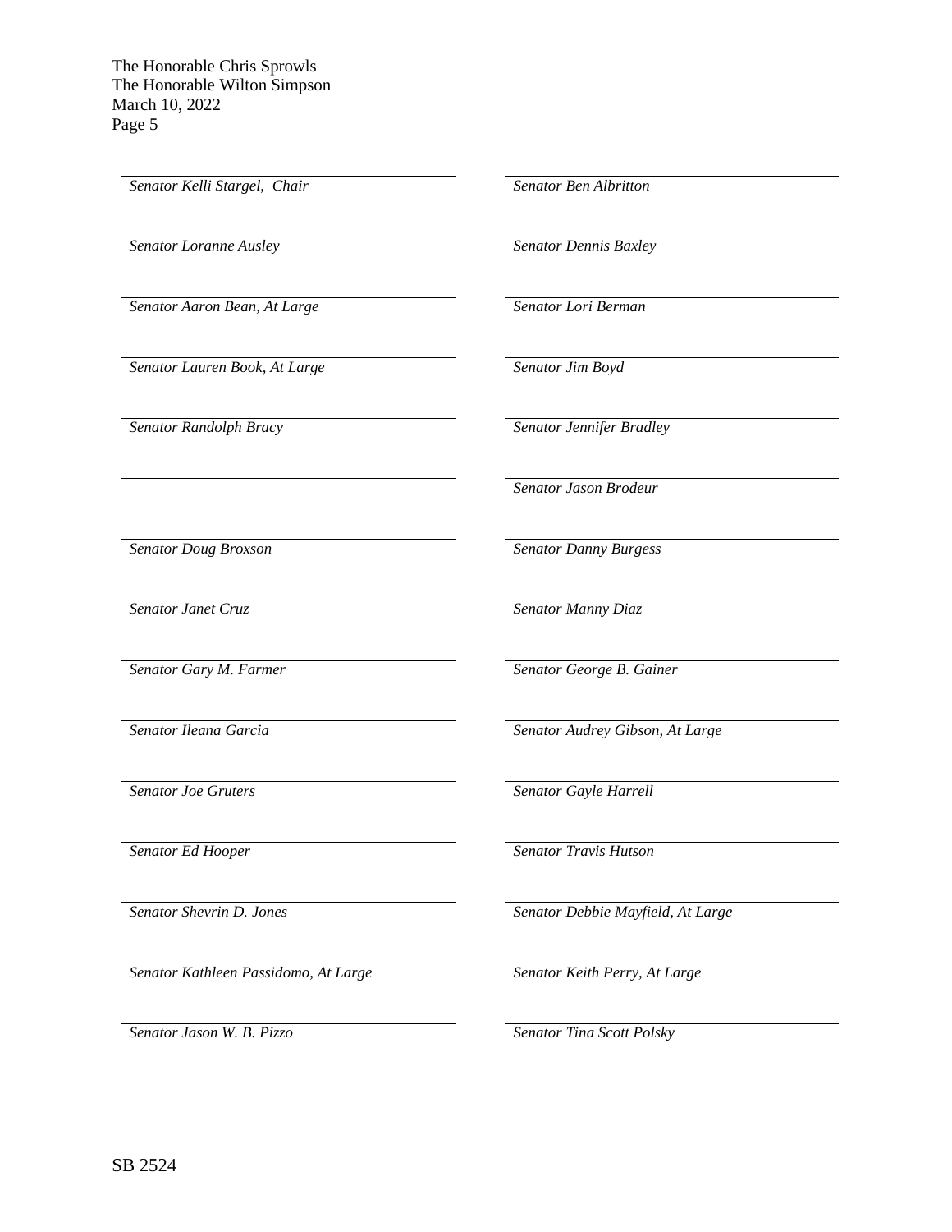The Honorable Chris Sprowls
The Honorable Wilton Simpson
March 10, 2022
Page 5

| | |
|---|---|
| *Senator Kelli Stargel, Chair* | *Senator Ben Albritton* |
| *Senator Loranne Ausley* | *Senator Dennis Baxley* |
| *Senator Aaron Bean, At Large* | *Senator Lori Berman* |
| *Senator Lauren Book, At Large* | *Senator Jim Boyd* |
| *Senator Randolph Bracy* | *Senator Jennifer Bradley* |
| | *Senator Jason Brodeur* |
| *Senator Doug Broxson* | *Senator Danny Burgess* |
| *Senator Janet Cruz* | *Senator Manny Diaz* |
| *Senator Gary M. Farmer* | *Senator George B. Gainer* |
| *Senator Ileana Garcia* | *Senator Audrey Gibson, At Large* |
| *Senator Joe Gruters* | *Senator Gayle Harrell* |
| *Senator Ed Hooper* | *Senator Travis Hutson* |
| *Senator Shevrin D. Jones* | *Senator Debbie Mayfield, At Large* |
| *Senator Kathleen Passidomo, At Large* | *Senator Keith Perry, At Large* |
| *Senator Jason W. B. Pizzo* | *Senator Tina Scott Polsky* |

SB 2524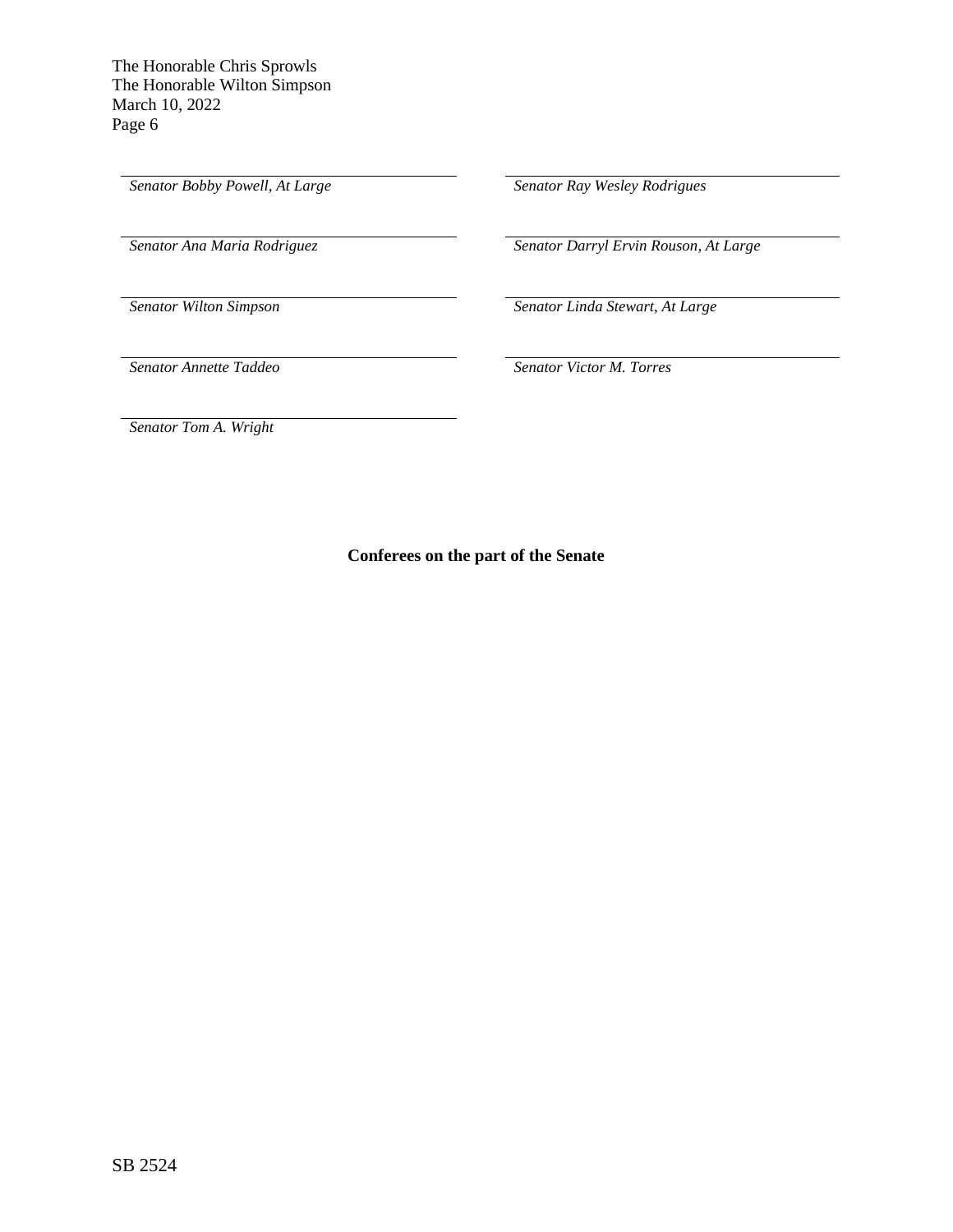*Senator Bobby Powell, At Large*

*Senator Ray Wesley Rodrigues*

*Senator Ana Maria Rodriguez*

*Senator Darryl Ervin Rouson, At Large*

*Senator Wilton Simpson*

*Senator Linda Stewart, At Large*

*Senator Annette Taddeo*

*Senator Victor M. Torres*

*Senator Tom A. Wright*

**Conferees on the part of the Senate**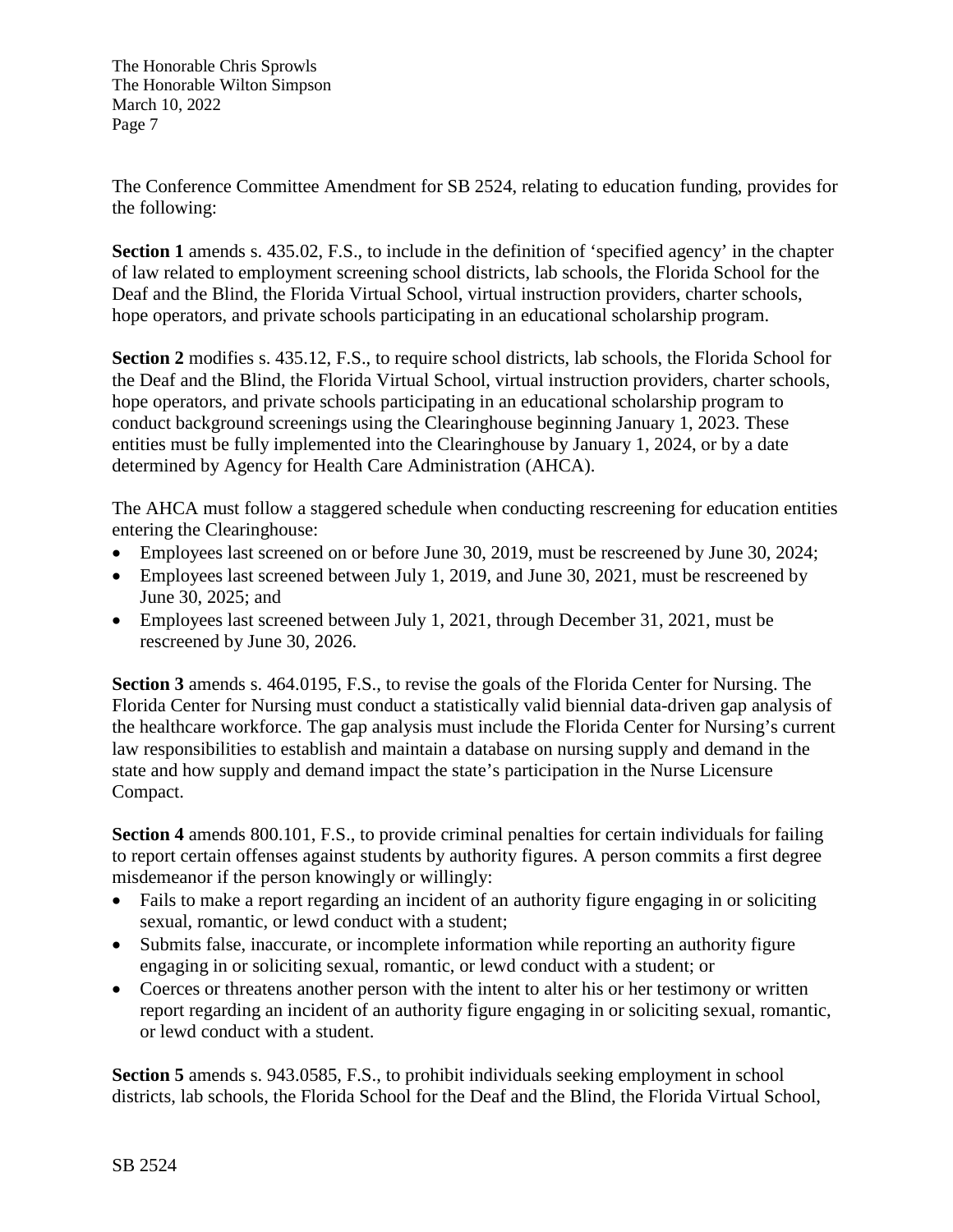The Conference Committee Amendment for SB 2524, relating to education funding, provides for the following:

**Section 1** amends s. 435.02, F.S., to include in the definition of 'specified agency' in the chapter of law related to employment screening school districts, lab schools, the Florida School for the Deaf and the Blind, the Florida Virtual School, virtual instruction providers, charter schools, hope operators, and private schools participating in an educational scholarship program.

**Section 2** modifies s. 435.12, F.S., to require school districts, lab schools, the Florida School for the Deaf and the Blind, the Florida Virtual School, virtual instruction providers, charter schools, hope operators, and private schools participating in an educational scholarship program to conduct background screenings using the Clearinghouse beginning January 1, 2023. These entities must be fully implemented into the Clearinghouse by January 1, 2024, or by a date determined by Agency for Health Care Administration (AHCA).

The AHCA must follow a staggered schedule when conducting rescreening for education entities entering the Clearinghouse:

- Employees last screened on or before June 30, 2019, must be rescreened by June 30, 2024;
- Employees last screened between July 1, 2019, and June 30, 2021, must be rescreened by June 30, 2025; and
- Employees last screened between July 1, 2021, through December 31, 2021, must be rescreened by June 30, 2026.

**Section 3** amends s. 464.0195, F.S., to revise the goals of the Florida Center for Nursing. The Florida Center for Nursing must conduct a statistically valid biennial data-driven gap analysis of the healthcare workforce. The gap analysis must include the Florida Center for Nursing's current law responsibilities to establish and maintain a database on nursing supply and demand in the state and how supply and demand impact the state's participation in the Nurse Licensure Compact.

**Section 4** amends 800.101, F.S., to provide criminal penalties for certain individuals for failing to report certain offenses against students by authority figures. A person commits a first degree misdemeanor if the person knowingly or willingly:

- Fails to make a report regarding an incident of an authority figure engaging in or soliciting sexual, romantic, or lewd conduct with a student;
- Submits false, inaccurate, or incomplete information while reporting an authority figure engaging in or soliciting sexual, romantic, or lewd conduct with a student; or
- Coerces or threatens another person with the intent to alter his or her testimony or written report regarding an incident of an authority figure engaging in or soliciting sexual, romantic, or lewd conduct with a student.

**Section 5** amends s. 943.0585, F.S., to prohibit individuals seeking employment in school districts, lab schools, the Florida School for the Deaf and the Blind, the Florida Virtual School,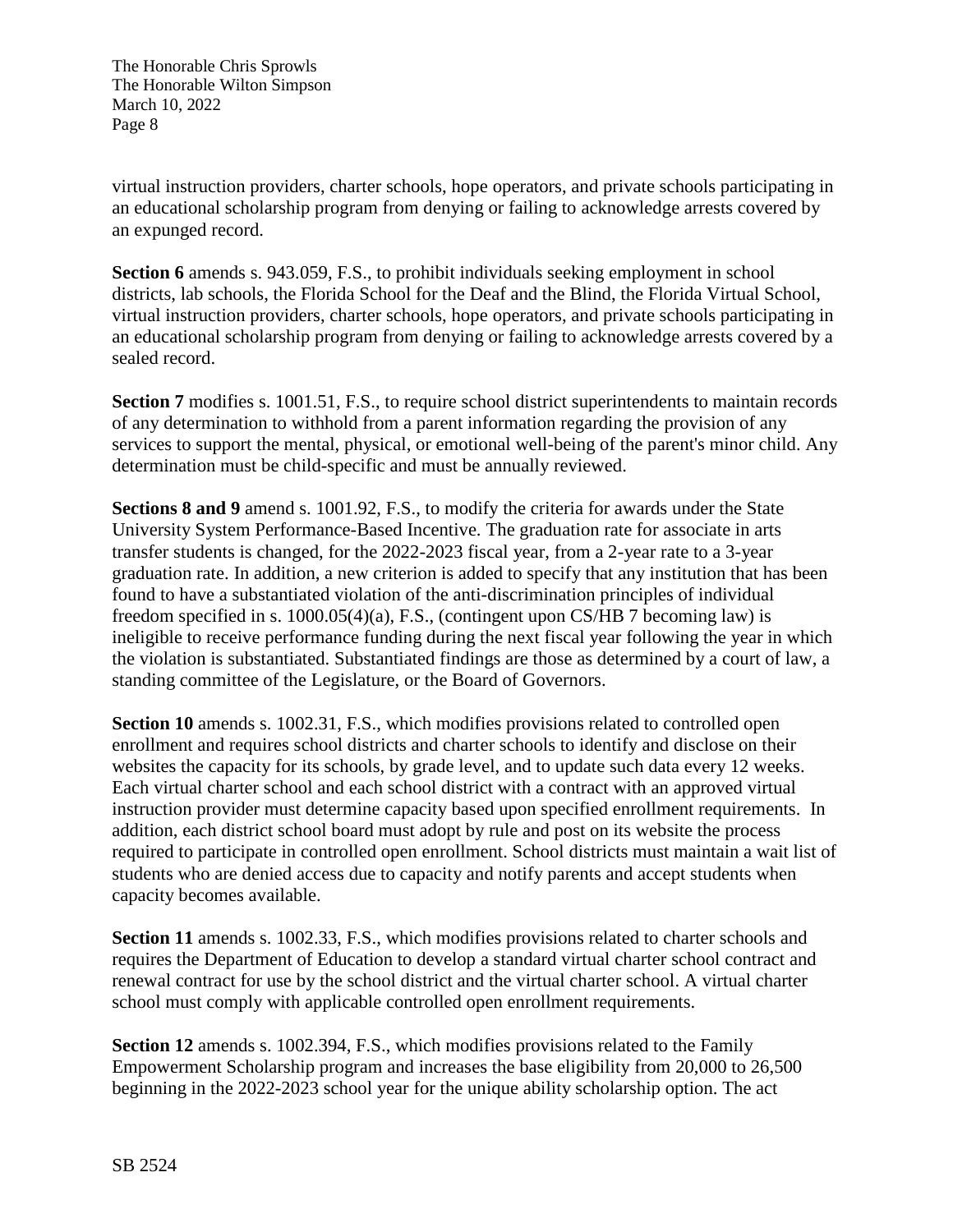virtual instruction providers, charter schools, hope operators, and private schools participating in an educational scholarship program from denying or failing to acknowledge arrests covered by an expunged record.

**Section 6** amends s. 943.059, F.S., to prohibit individuals seeking employment in school districts, lab schools, the Florida School for the Deaf and the Blind, the Florida Virtual School, virtual instruction providers, charter schools, hope operators, and private schools participating in an educational scholarship program from denying or failing to acknowledge arrests covered by a sealed record.

**Section 7** modifies s. 1001.51, F.S., to require school district superintendents to maintain records of any determination to withhold from a parent information regarding the provision of any services to support the mental, physical, or emotional well-being of the parent's minor child. Any determination must be child-specific and must be annually reviewed.

**Sections 8 and 9** amend s. 1001.92, F.S., to modify the criteria for awards under the State University System Performance-Based Incentive. The graduation rate for associate in arts transfer students is changed, for the 2022-2023 fiscal year, from a 2-year rate to a 3-year graduation rate. In addition, a new criterion is added to specify that any institution that has been found to have a substantiated violation of the anti-discrimination principles of individual freedom specified in s. 1000.05(4)(a), F.S., (contingent upon CS/HB 7 becoming law) is ineligible to receive performance funding during the next fiscal year following the year in which the violation is substantiated. Substantiated findings are those as determined by a court of law, a standing committee of the Legislature, or the Board of Governors.

**Section 10** amends s. 1002.31, F.S., which modifies provisions related to controlled open enrollment and requires school districts and charter schools to identify and disclose on their websites the capacity for its schools, by grade level, and to update such data every 12 weeks. Each virtual charter school and each school district with a contract with an approved virtual instruction provider must determine capacity based upon specified enrollment requirements. In addition, each district school board must adopt by rule and post on its website the process required to participate in controlled open enrollment. School districts must maintain a wait list of students who are denied access due to capacity and notify parents and accept students when capacity becomes available.

**Section 11** amends s. 1002.33, F.S., which modifies provisions related to charter schools and requires the Department of Education to develop a standard virtual charter school contract and renewal contract for use by the school district and the virtual charter school. A virtual charter school must comply with applicable controlled open enrollment requirements.

**Section 12** amends s. 1002.394, F.S., which modifies provisions related to the Family Empowerment Scholarship program and increases the base eligibility from 20,000 to 26,500 beginning in the 2022-2023 school year for the unique ability scholarship option. The act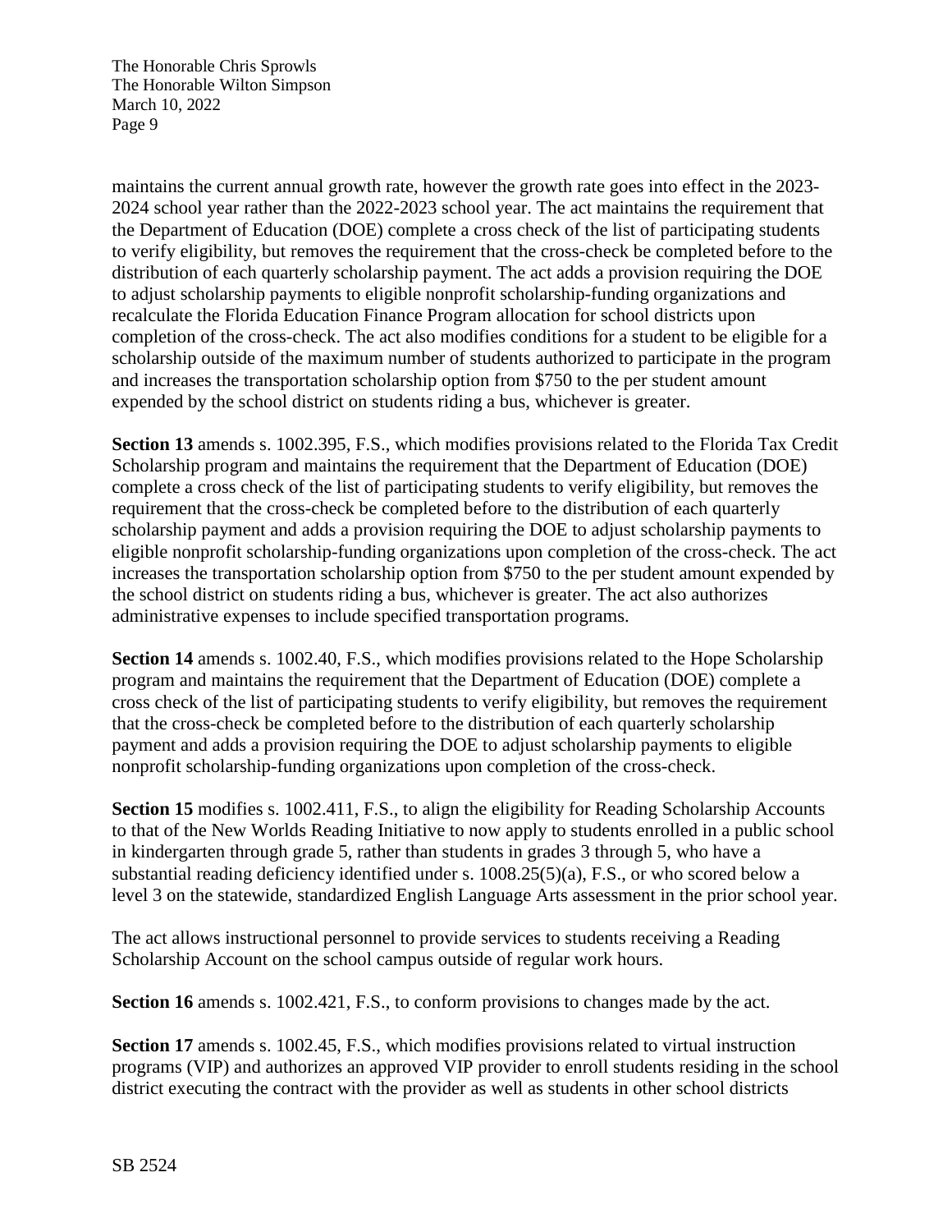maintains the current annual growth rate, however the growth rate goes into effect in the 2023-2024 school year rather than the 2022-2023 school year. The act maintains the requirement that the Department of Education (DOE) complete a cross check of the list of participating students to verify eligibility, but removes the requirement that the cross-check be completed before to the distribution of each quarterly scholarship payment. The act adds a provision requiring the DOE to adjust scholarship payments to eligible nonprofit scholarship-funding organizations and recalculate the Florida Education Finance Program allocation for school districts upon completion of the cross-check. The act also modifies conditions for a student to be eligible for a scholarship outside of the maximum number of students authorized to participate in the program and increases the transportation scholarship option from $750 to the per student amount expended by the school district on students riding a bus, whichever is greater.

**Section 13** amends s. 1002.395, F.S., which modifies provisions related to the Florida Tax Credit Scholarship program and maintains the requirement that the Department of Education (DOE) complete a cross check of the list of participating students to verify eligibility, but removes the requirement that the cross-check be completed before to the distribution of each quarterly scholarship payment and adds a provision requiring the DOE to adjust scholarship payments to eligible nonprofit scholarship-funding organizations upon completion of the cross-check. The act increases the transportation scholarship option from $750 to the per student amount expended by the school district on students riding a bus, whichever is greater. The act also authorizes administrative expenses to include specified transportation programs.

**Section 14** amends s. 1002.40, F.S., which modifies provisions related to the Hope Scholarship program and maintains the requirement that the Department of Education (DOE) complete a cross check of the list of participating students to verify eligibility, but removes the requirement that the cross-check be completed before to the distribution of each quarterly scholarship payment and adds a provision requiring the DOE to adjust scholarship payments to eligible nonprofit scholarship-funding organizations upon completion of the cross-check.

**Section 15** modifies s. 1002.411, F.S., to align the eligibility for Reading Scholarship Accounts to that of the New Worlds Reading Initiative to now apply to students enrolled in a public school in kindergarten through grade 5, rather than students in grades 3 through 5, who have a substantial reading deficiency identified under s. 1008.25(5)(a), F.S., or who scored below a level 3 on the statewide, standardized English Language Arts assessment in the prior school year.

The act allows instructional personnel to provide services to students receiving a Reading Scholarship Account on the school campus outside of regular work hours.

**Section 16** amends s. 1002.421, F.S., to conform provisions to changes made by the act.

**Section 17** amends s. 1002.45, F.S., which modifies provisions related to virtual instruction programs (VIP) and authorizes an approved VIP provider to enroll students residing in the school district executing the contract with the provider as well as students in other school districts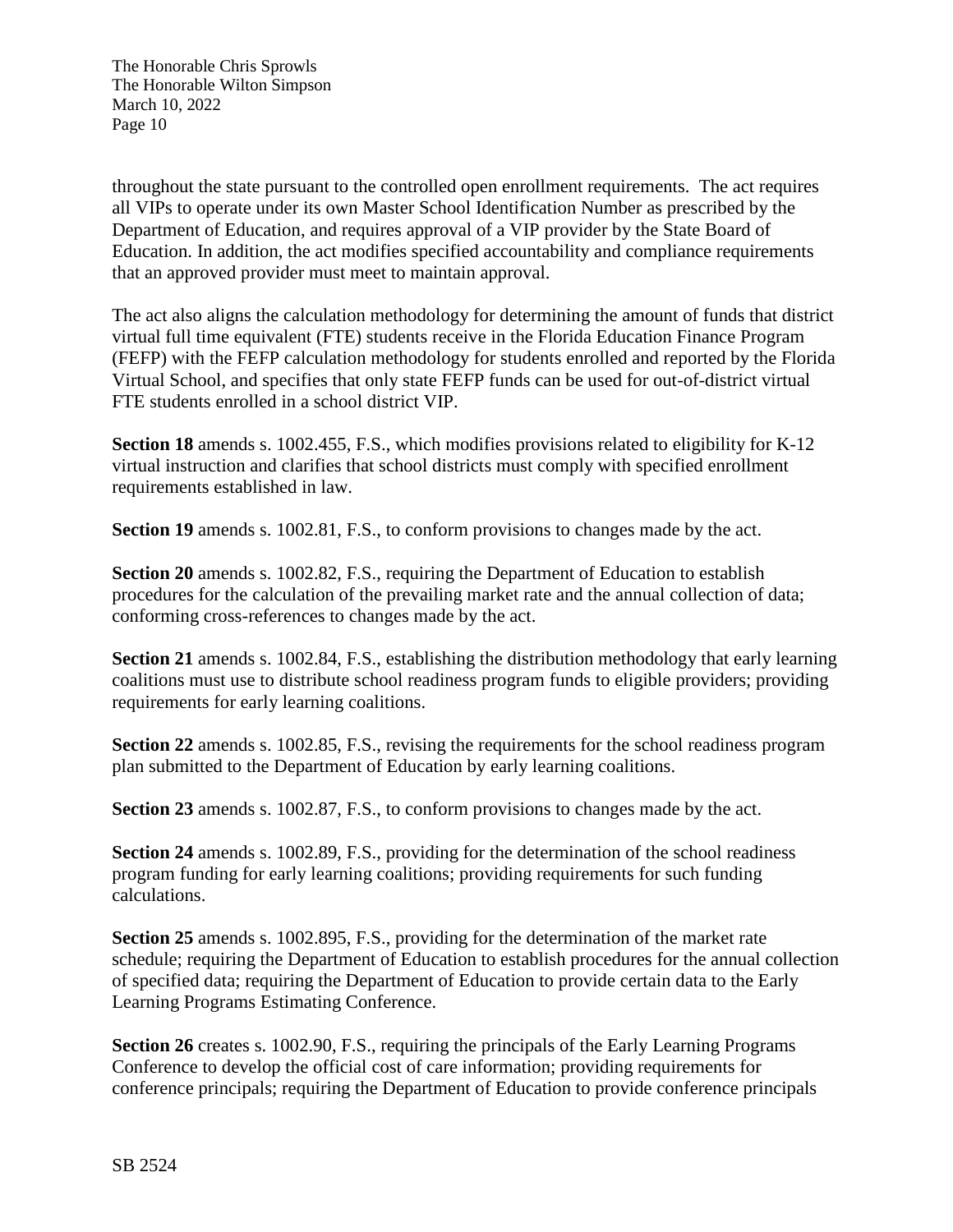throughout the state pursuant to the controlled open enrollment requirements. The act requires all VIPs to operate under its own Master School Identification Number as prescribed by the Department of Education, and requires approval of a VIP provider by the State Board of Education. In addition, the act modifies specified accountability and compliance requirements that an approved provider must meet to maintain approval.

The act also aligns the calculation methodology for determining the amount of funds that district virtual full time equivalent (FTE) students receive in the Florida Education Finance Program (FEFP) with the FEFP calculation methodology for students enrolled and reported by the Florida Virtual School, and specifies that only state FEFP funds can be used for out-of-district virtual FTE students enrolled in a school district VIP.

**Section 18** amends s. 1002.455, F.S., which modifies provisions related to eligibility for K-12 virtual instruction and clarifies that school districts must comply with specified enrollment requirements established in law.

**Section 19** amends s. 1002.81, F.S., to conform provisions to changes made by the act.

**Section 20** amends s. 1002.82, F.S., requiring the Department of Education to establish procedures for the calculation of the prevailing market rate and the annual collection of data; conforming cross-references to changes made by the act.

**Section 21** amends s. 1002.84, F.S., establishing the distribution methodology that early learning coalitions must use to distribute school readiness program funds to eligible providers; providing requirements for early learning coalitions.

**Section 22** amends s. 1002.85, F.S., revising the requirements for the school readiness program plan submitted to the Department of Education by early learning coalitions.

**Section 23** amends s. 1002.87, F.S., to conform provisions to changes made by the act.

**Section 24** amends s. 1002.89, F.S., providing for the determination of the school readiness program funding for early learning coalitions; providing requirements for such funding calculations.

**Section 25** amends s. 1002.895, F.S., providing for the determination of the market rate schedule; requiring the Department of Education to establish procedures for the annual collection of specified data; requiring the Department of Education to provide certain data to the Early Learning Programs Estimating Conference.

**Section 26** creates s. 1002.90, F.S., requiring the principals of the Early Learning Programs Conference to develop the official cost of care information; providing requirements for conference principals; requiring the Department of Education to provide conference principals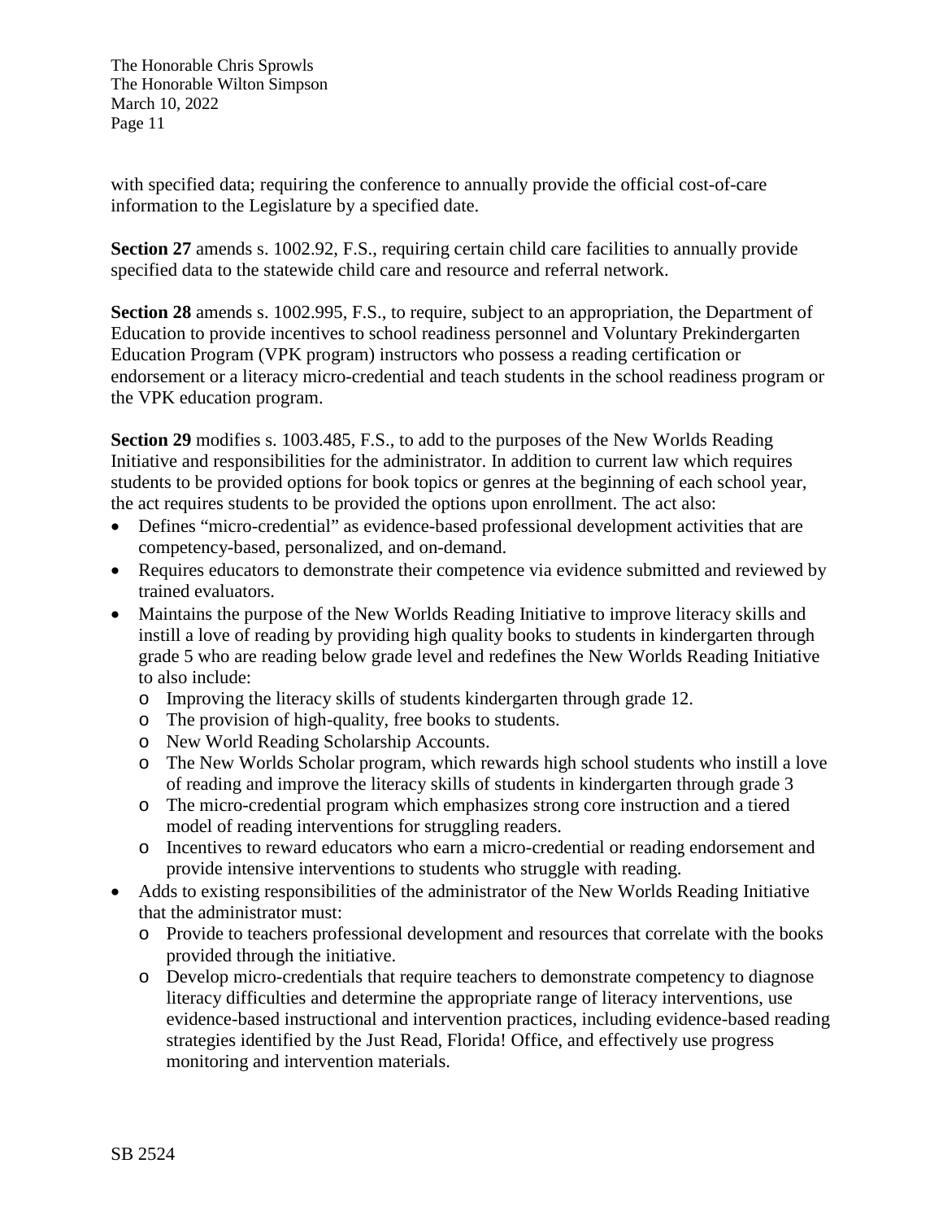with specified data; requiring the conference to annually provide the official cost-of-care information to the Legislature by a specified date.

**Section 27** amends s. 1002.92, F.S., requiring certain child care facilities to annually provide specified data to the statewide child care and resource and referral network.

**Section 28** amends s. 1002.995, F.S., to require, subject to an appropriation, the Department of Education to provide incentives to school readiness personnel and Voluntary Prekindergarten Education Program (VPK program) instructors who possess a reading certification or endorsement or a literacy micro-credential and teach students in the school readiness program or the VPK education program.

**Section 29** modifies s. 1003.485, F.S., to add to the purposes of the New Worlds Reading Initiative and responsibilities for the administrator. In addition to current law which requires students to be provided options for book topics or genres at the beginning of each school year, the act requires students to be provided the options upon enrollment. The act also:

- Defines "micro-credential" as evidence-based professional development activities that are competency-based, personalized, and on-demand.
- Requires educators to demonstrate their competence via evidence submitted and reviewed by trained evaluators.
- Maintains the purpose of the New Worlds Reading Initiative to improve literacy skills and instill a love of reading by providing high quality books to students in kindergarten through grade 5 who are reading below grade level and redefines the New Worlds Reading Initiative to also include:
  - Improving the literacy skills of students kindergarten through grade 12.
  - The provision of high-quality, free books to students.
  - New World Reading Scholarship Accounts.
  - The New Worlds Scholar program, which rewards high school students who instill a love of reading and improve the literacy skills of students in kindergarten through grade 3
  - The micro-credential program which emphasizes strong core instruction and a tiered model of reading interventions for struggling readers.
  - Incentives to reward educators who earn a micro-credential or reading endorsement and provide intensive interventions to students who struggle with reading.
- Adds to existing responsibilities of the administrator of the New Worlds Reading Initiative that the administrator must:
  - Provide to teachers professional development and resources that correlate with the books provided through the initiative.
  - Develop micro-credentials that require teachers to demonstrate competency to diagnose literacy difficulties and determine the appropriate range of literacy interventions, use evidence-based instructional and intervention practices, including evidence-based reading strategies identified by the Just Read, Florida! Office, and effectively use progress monitoring and intervention materials.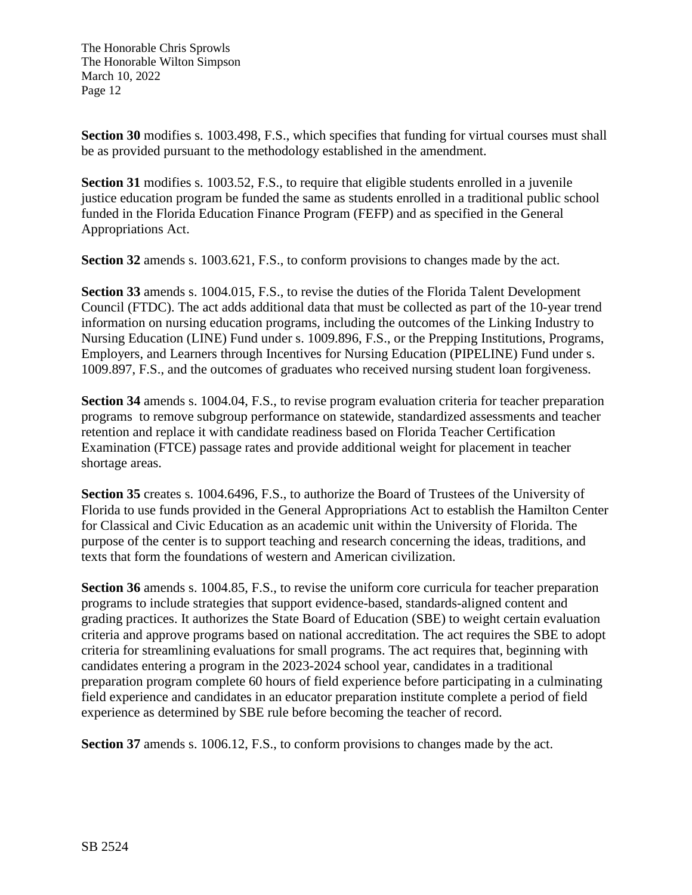**Section 30** modifies s. 1003.498, F.S., which specifies that funding for virtual courses must shall be as provided pursuant to the methodology established in the amendment.

**Section 31** modifies s. 1003.52, F.S., to require that eligible students enrolled in a juvenile justice education program be funded the same as students enrolled in a traditional public school funded in the Florida Education Finance Program (FEFP) and as specified in the General Appropriations Act.

**Section 32** amends s. 1003.621, F.S., to conform provisions to changes made by the act.

**Section 33** amends s. 1004.015, F.S., to revise the duties of the Florida Talent Development Council (FTDC). The act adds additional data that must be collected as part of the 10-year trend information on nursing education programs, including the outcomes of the Linking Industry to Nursing Education (LINE) Fund under s. 1009.896, F.S., or the Prepping Institutions, Programs, Employers, and Learners through Incentives for Nursing Education (PIPELINE) Fund under s. 1009.897, F.S., and the outcomes of graduates who received nursing student loan forgiveness.

**Section 34** amends s. 1004.04, F.S., to revise program evaluation criteria for teacher preparation programs to remove subgroup performance on statewide, standardized assessments and teacher retention and replace it with candidate readiness based on Florida Teacher Certification Examination (FTCE) passage rates and provide additional weight for placement in teacher shortage areas.

**Section 35** creates s. 1004.6496, F.S., to authorize the Board of Trustees of the University of Florida to use funds provided in the General Appropriations Act to establish the Hamilton Center for Classical and Civic Education as an academic unit within the University of Florida. The purpose of the center is to support teaching and research concerning the ideas, traditions, and texts that form the foundations of western and American civilization.

**Section 36** amends s. 1004.85, F.S., to revise the uniform core curricula for teacher preparation programs to include strategies that support evidence-based, standards-aligned content and grading practices. It authorizes the State Board of Education (SBE) to weight certain evaluation criteria and approve programs based on national accreditation. The act requires the SBE to adopt criteria for streamlining evaluations for small programs. The act requires that, beginning with candidates entering a program in the 2023-2024 school year, candidates in a traditional preparation program complete 60 hours of field experience before participating in a culminating field experience and candidates in an educator preparation institute complete a period of field experience as determined by SBE rule before becoming the teacher of record.

**Section 37** amends s. 1006.12, F.S., to conform provisions to changes made by the act.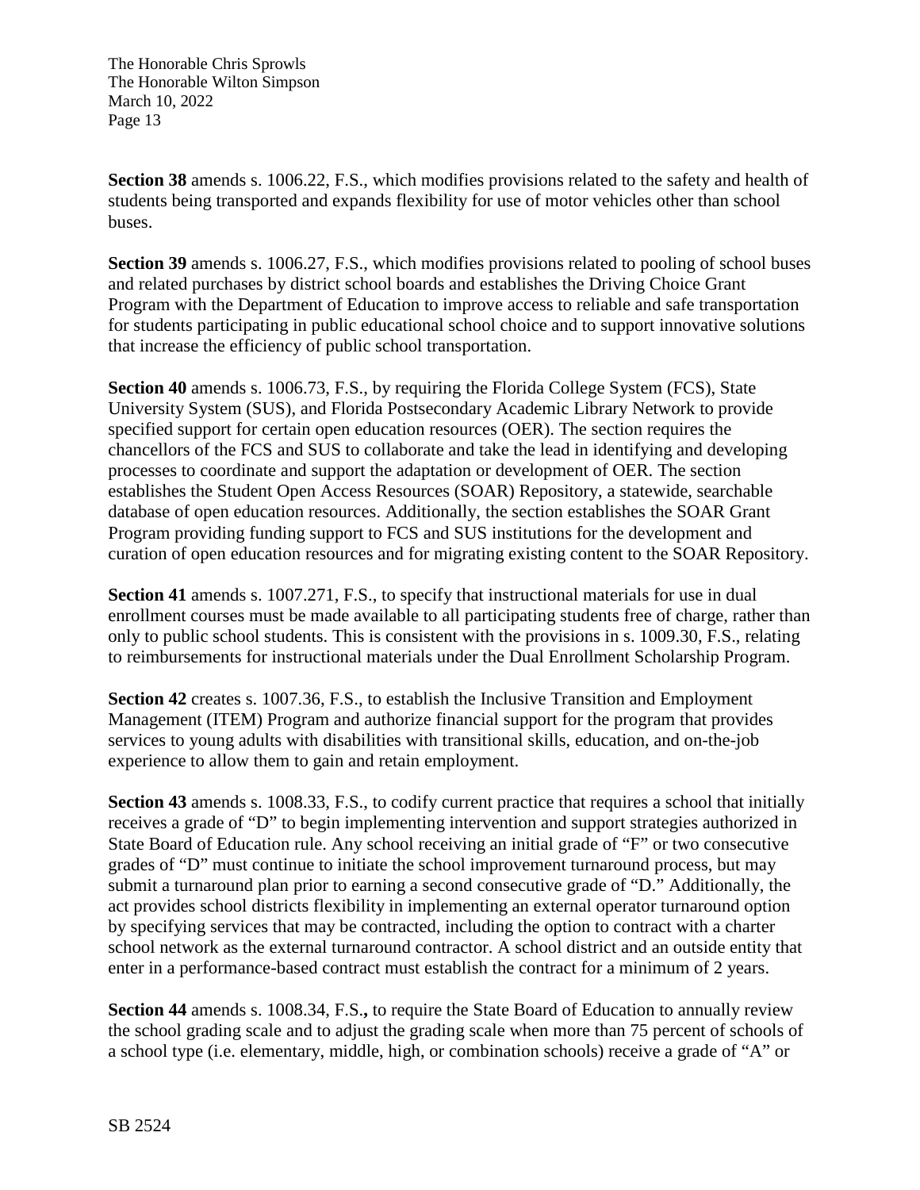**Section 38** amends s. 1006.22, F.S., which modifies provisions related to the safety and health of students being transported and expands flexibility for use of motor vehicles other than school buses.

**Section 39** amends s. 1006.27, F.S., which modifies provisions related to pooling of school buses and related purchases by district school boards and establishes the Driving Choice Grant Program with the Department of Education to improve access to reliable and safe transportation for students participating in public educational school choice and to support innovative solutions that increase the efficiency of public school transportation.

**Section 40** amends s. 1006.73, F.S., by requiring the Florida College System (FCS), State University System (SUS), and Florida Postsecondary Academic Library Network to provide specified support for certain open education resources (OER). The section requires the chancellors of the FCS and SUS to collaborate and take the lead in identifying and developing processes to coordinate and support the adaptation or development of OER. The section establishes the Student Open Access Resources (SOAR) Repository, a statewide, searchable database of open education resources. Additionally, the section establishes the SOAR Grant Program providing funding support to FCS and SUS institutions for the development and curation of open education resources and for migrating existing content to the SOAR Repository.

**Section 41** amends s. 1007.271, F.S., to specify that instructional materials for use in dual enrollment courses must be made available to all participating students free of charge, rather than only to public school students. This is consistent with the provisions in s. 1009.30, F.S., relating to reimbursements for instructional materials under the Dual Enrollment Scholarship Program.

**Section 42** creates s. 1007.36, F.S., to establish the Inclusive Transition and Employment Management (ITEM) Program and authorize financial support for the program that provides services to young adults with disabilities with transitional skills, education, and on-the-job experience to allow them to gain and retain employment.

**Section 43** amends s. 1008.33, F.S., to codify current practice that requires a school that initially receives a grade of "D" to begin implementing intervention and support strategies authorized in State Board of Education rule. Any school receiving an initial grade of "F" or two consecutive grades of "D" must continue to initiate the school improvement turnaround process, but may submit a turnaround plan prior to earning a second consecutive grade of "D." Additionally, the act provides school districts flexibility in implementing an external operator turnaround option by specifying services that may be contracted, including the option to contract with a charter school network as the external turnaround contractor. A school district and an outside entity that enter in a performance-based contract must establish the contract for a minimum of 2 years.

**Section 44** amends s. 1008.34, F.S., to require the State Board of Education to annually review the school grading scale and to adjust the grading scale when more than 75 percent of schools of a school type (i.e. elementary, middle, high, or combination schools) receive a grade of "A" or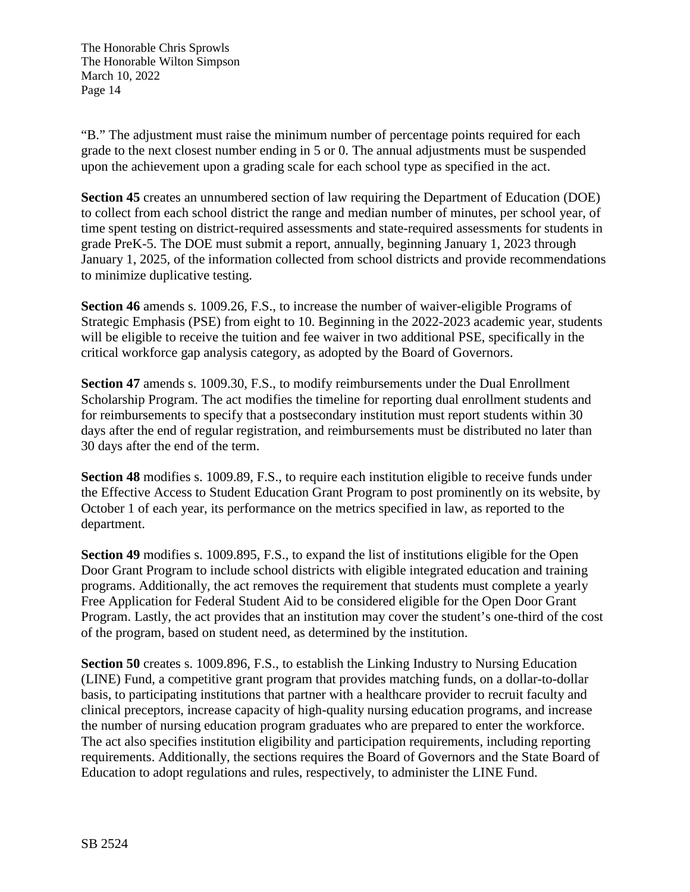"B." The adjustment must raise the minimum number of percentage points required for each grade to the next closest number ending in 5 or 0. The annual adjustments must be suspended upon the achievement upon a grading scale for each school type as specified in the act.

**Section 45** creates an unnumbered section of law requiring the Department of Education (DOE) to collect from each school district the range and median number of minutes, per school year, of time spent testing on district-required assessments and state-required assessments for students in grade PreK-5. The DOE must submit a report, annually, beginning January 1, 2023 through January 1, 2025, of the information collected from school districts and provide recommendations to minimize duplicative testing.

**Section 46** amends s. 1009.26, F.S., to increase the number of waiver-eligible Programs of Strategic Emphasis (PSE) from eight to 10. Beginning in the 2022-2023 academic year, students will be eligible to receive the tuition and fee waiver in two additional PSE, specifically in the critical workforce gap analysis category, as adopted by the Board of Governors.

**Section 47** amends s. 1009.30, F.S., to modify reimbursements under the Dual Enrollment Scholarship Program. The act modifies the timeline for reporting dual enrollment students and for reimbursements to specify that a postsecondary institution must report students within 30 days after the end of regular registration, and reimbursements must be distributed no later than 30 days after the end of the term.

**Section 48** modifies s. 1009.89, F.S., to require each institution eligible to receive funds under the Effective Access to Student Education Grant Program to post prominently on its website, by October 1 of each year, its performance on the metrics specified in law, as reported to the department.

**Section 49** modifies s. 1009.895, F.S., to expand the list of institutions eligible for the Open Door Grant Program to include school districts with eligible integrated education and training programs. Additionally, the act removes the requirement that students must complete a yearly Free Application for Federal Student Aid to be considered eligible for the Open Door Grant Program. Lastly, the act provides that an institution may cover the student's one-third of the cost of the program, based on student need, as determined by the institution.

**Section 50** creates s. 1009.896, F.S., to establish the Linking Industry to Nursing Education (LINE) Fund, a competitive grant program that provides matching funds, on a dollar-to-dollar basis, to participating institutions that partner with a healthcare provider to recruit faculty and clinical preceptors, increase capacity of high-quality nursing education programs, and increase the number of nursing education program graduates who are prepared to enter the workforce. The act also specifies institution eligibility and participation requirements, including reporting requirements. Additionally, the sections requires the Board of Governors and the State Board of Education to adopt regulations and rules, respectively, to administer the LINE Fund.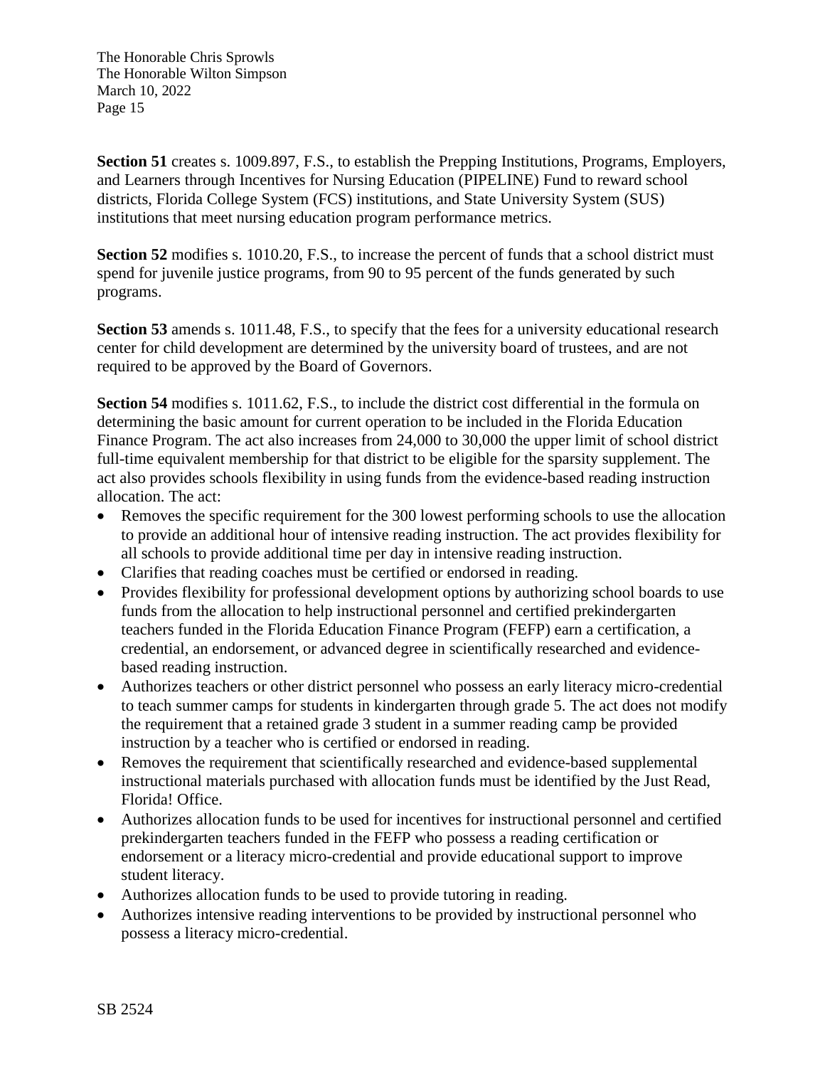**Section 51** creates s. 1009.897, F.S., to establish the Prepping Institutions, Programs, Employers, and Learners through Incentives for Nursing Education (PIPELINE) Fund to reward school districts, Florida College System (FCS) institutions, and State University System (SUS) institutions that meet nursing education program performance metrics.

**Section 52** modifies s. 1010.20, F.S., to increase the percent of funds that a school district must spend for juvenile justice programs, from 90 to 95 percent of the funds generated by such programs.

**Section 53** amends s. 1011.48, F.S., to specify that the fees for a university educational research center for child development are determined by the university board of trustees, and are not required to be approved by the Board of Governors.

**Section 54** modifies s. 1011.62, F.S., to include the district cost differential in the formula on determining the basic amount for current operation to be included in the Florida Education Finance Program. The act also increases from 24,000 to 30,000 the upper limit of school district full-time equivalent membership for that district to be eligible for the sparsity supplement. The act also provides schools flexibility in using funds from the evidence-based reading instruction allocation. The act:

- Removes the specific requirement for the 300 lowest performing schools to use the allocation to provide an additional hour of intensive reading instruction. The act provides flexibility for all schools to provide additional time per day in intensive reading instruction.
- Clarifies that reading coaches must be certified or endorsed in reading.
- Provides flexibility for professional development options by authorizing school boards to use funds from the allocation to help instructional personnel and certified prekindergarten teachers funded in the Florida Education Finance Program (FEFP) earn a certification, a credential, an endorsement, or advanced degree in scientifically researched and evidence-based reading instruction.
- Authorizes teachers or other district personnel who possess an early literacy micro-credential to teach summer camps for students in kindergarten through grade 5. The act does not modify the requirement that a retained grade 3 student in a summer reading camp be provided instruction by a teacher who is certified or endorsed in reading.
- Removes the requirement that scientifically researched and evidence-based supplemental instructional materials purchased with allocation funds must be identified by the Just Read, Florida! Office.
- Authorizes allocation funds to be used for incentives for instructional personnel and certified prekindergarten teachers funded in the FEFP who possess a reading certification or endorsement or a literacy micro-credential and provide educational support to improve student literacy.
- Authorizes allocation funds to be used to provide tutoring in reading.
- Authorizes intensive reading interventions to be provided by instructional personnel who possess a literacy micro-credential.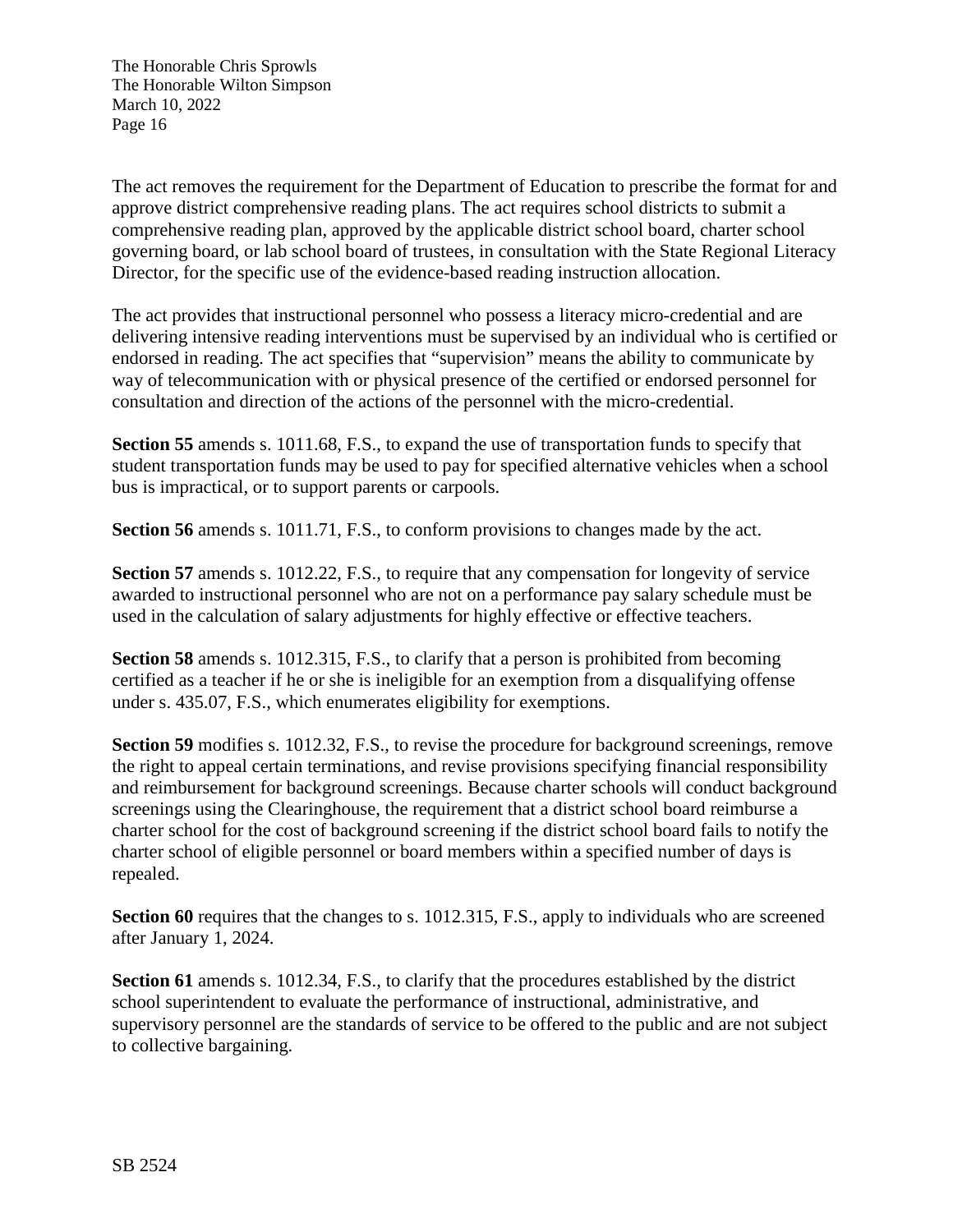The act removes the requirement for the Department of Education to prescribe the format for and approve district comprehensive reading plans. The act requires school districts to submit a comprehensive reading plan, approved by the applicable district school board, charter school governing board, or lab school board of trustees, in consultation with the State Regional Literacy Director, for the specific use of the evidence-based reading instruction allocation.

The act provides that instructional personnel who possess a literacy micro-credential and are delivering intensive reading interventions must be supervised by an individual who is certified or endorsed in reading. The act specifies that "supervision" means the ability to communicate by way of telecommunication with or physical presence of the certified or endorsed personnel for consultation and direction of the actions of the personnel with the micro-credential.

**Section 55** amends s. 1011.68, F.S., to expand the use of transportation funds to specify that student transportation funds may be used to pay for specified alternative vehicles when a school bus is impractical, or to support parents or carpools.

**Section 56** amends s. 1011.71, F.S., to conform provisions to changes made by the act.

**Section 57** amends s. 1012.22, F.S., to require that any compensation for longevity of service awarded to instructional personnel who are not on a performance pay salary schedule must be used in the calculation of salary adjustments for highly effective or effective teachers.

**Section 58** amends s. 1012.315, F.S., to clarify that a person is prohibited from becoming certified as a teacher if he or she is ineligible for an exemption from a disqualifying offense under s. 435.07, F.S., which enumerates eligibility for exemptions.

**Section 59** modifies s. 1012.32, F.S., to revise the procedure for background screenings, remove the right to appeal certain terminations, and revise provisions specifying financial responsibility and reimbursement for background screenings. Because charter schools will conduct background screenings using the Clearinghouse, the requirement that a district school board reimburse a charter school for the cost of background screening if the district school board fails to notify the charter school of eligible personnel or board members within a specified number of days is repealed.

**Section 60** requires that the changes to s. 1012.315, F.S., apply to individuals who are screened after January 1, 2024.

**Section 61** amends s. 1012.34, F.S., to clarify that the procedures established by the district school superintendent to evaluate the performance of instructional, administrative, and supervisory personnel are the standards of service to be offered to the public and are not subject to collective bargaining.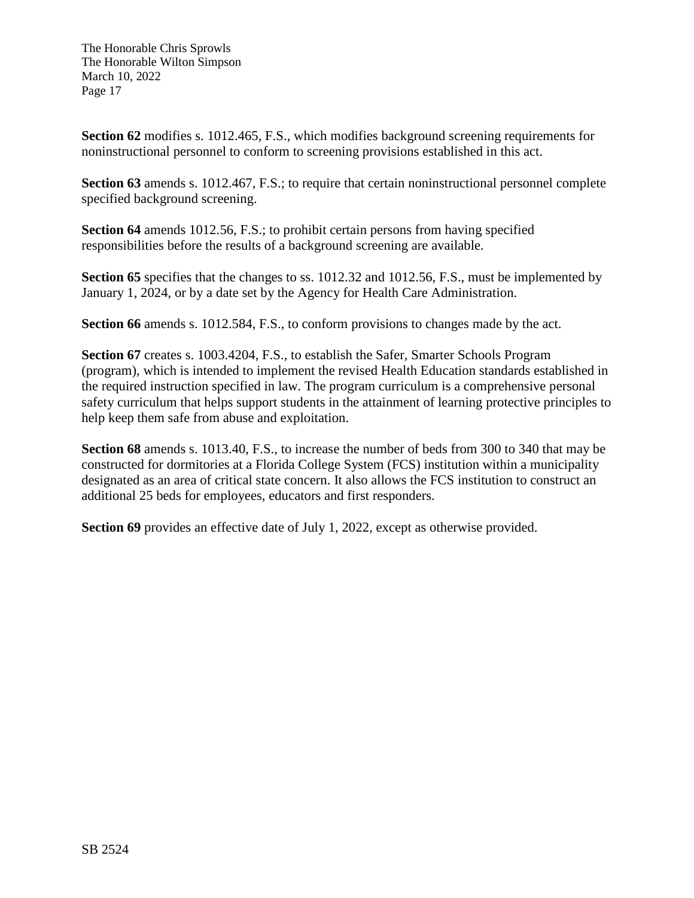**Section 62** modifies s. 1012.465, F.S., which modifies background screening requirements for noninstructional personnel to conform to screening provisions established in this act.

**Section 63** amends s. 1012.467, F.S.; to require that certain noninstructional personnel complete specified background screening.

**Section 64** amends 1012.56, F.S.; to prohibit certain persons from having specified responsibilities before the results of a background screening are available.

**Section 65** specifies that the changes to ss. 1012.32 and 1012.56, F.S., must be implemented by January 1, 2024, or by a date set by the Agency for Health Care Administration.

**Section 66** amends s. 1012.584, F.S., to conform provisions to changes made by the act.

**Section 67** creates s. 1003.4204, F.S., to establish the Safer, Smarter Schools Program (program), which is intended to implement the revised Health Education standards established in the required instruction specified in law. The program curriculum is a comprehensive personal safety curriculum that helps support students in the attainment of learning protective principles to help keep them safe from abuse and exploitation.

**Section 68** amends s. 1013.40, F.S., to increase the number of beds from 300 to 340 that may be constructed for dormitories at a Florida College System (FCS) institution within a municipality designated as an area of critical state concern. It also allows the FCS institution to construct an additional 25 beds for employees, educators and first responders.

**Section 69** provides an effective date of July 1, 2022, except as otherwise provided.